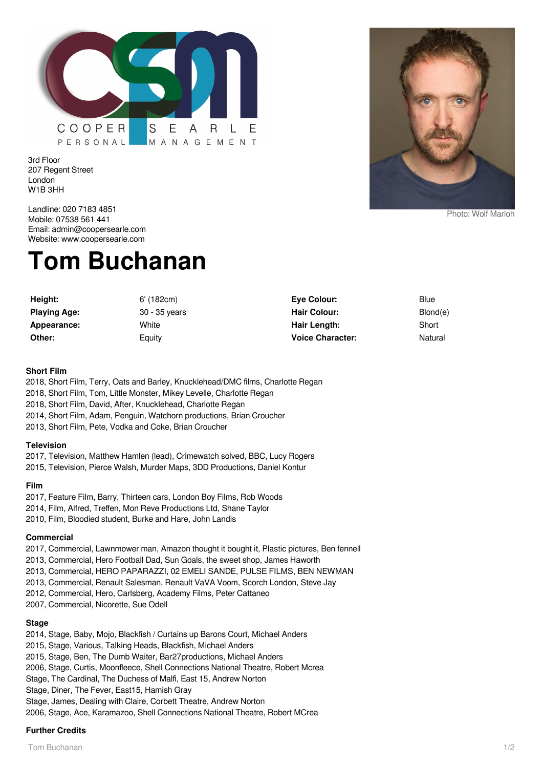COOPER SEARLE
PERSONAL MANAGEMENT

3rd Floor
207 Regent Street
London
W1B 3HH

Landline: 020 7183 4851
Mobile: 07538 561 441
Email: admin@coopersearle.com
Website: www.coopersearle.com

Photo: Wolf Marloh

# Tom Buchanan

| | | | |
|---|---|---|---|
| **Height:** | 6' (182cm) | **Eye Colour:** | Blue |
| **Playing Age:** | 30 - 35 years | **Hair Colour:** | Blond(e) |
| **Appearance:** | White | **Hair Length:** | Short |
| **Other:** | Equity | **Voice Character:** | Natural |

### Short Film

2018, Short Film, Terry, Oats and Barley, Knucklehead/DMC films, Charlotte Regan
2018, Short Film, Tom, Little Monster, Mikey Levelle, Charlotte Regan
2018, Short Film, David, After, Knucklehead, Charlotte Regan
2014, Short Film, Adam, Penguin, Watchorn productions, Brian Croucher
2013, Short Film, Pete, Vodka and Coke, Brian Croucher

### Television

2017, Television, Matthew Hamlen (lead), Crimewatch solved, BBC, Lucy Rogers
2015, Television, Pierce Walsh, Murder Maps, 3DD Productions, Daniel Kontur

### Film

2017, Feature Film, Barry, Thirteen cars, London Boy Films, Rob Woods
2014, Film, Alfred, Treffen, Mon Reve Productions Ltd, Shane Taylor
2010, Film, Bloodied student, Burke and Hare, John Landis

### Commercial

2017, Commercial, Lawnmower man, Amazon thought it bought it, Plastic pictures, Ben fennell
2013, Commercial, Hero Football Dad, Sun Goals, the sweet shop, James Haworth
2013, Commercial, HERO PAPARAZZI, 02 EMELI SANDE, PULSE FILMS, BEN NEWMAN
2013, Commercial, Renault Salesman, Renault VaVA Voom, Scorch London, Steve Jay
2012, Commercial, Hero, Carlsberg, Academy Films, Peter Cattaneo
2007, Commercial, Nicorette, Sue Odell

### Stage

2014, Stage, Baby, Mojo, Blackfish / Curtains up Barons Court, Michael Anders
2015, Stage, Various, Talking Heads, Blackfish, Michael Anders
2015, Stage, Ben, The Dumb Waiter, Bar27productions, Michael Anders
2006, Stage, Curtis, Moonfleece, Shell Connections National Theatre, Robert Mcrea
Stage, The Cardinal, The Duchess of Malfi, East 15, Andrew Norton
Stage, Diner, The Fever, East15, Hamish Gray
Stage, James, Dealing with Claire, Corbett Theatre, Andrew Norton
2006, Stage, Ace, Karamazoo, Shell Connections National Theatre, Robert MCrea

### Further Credits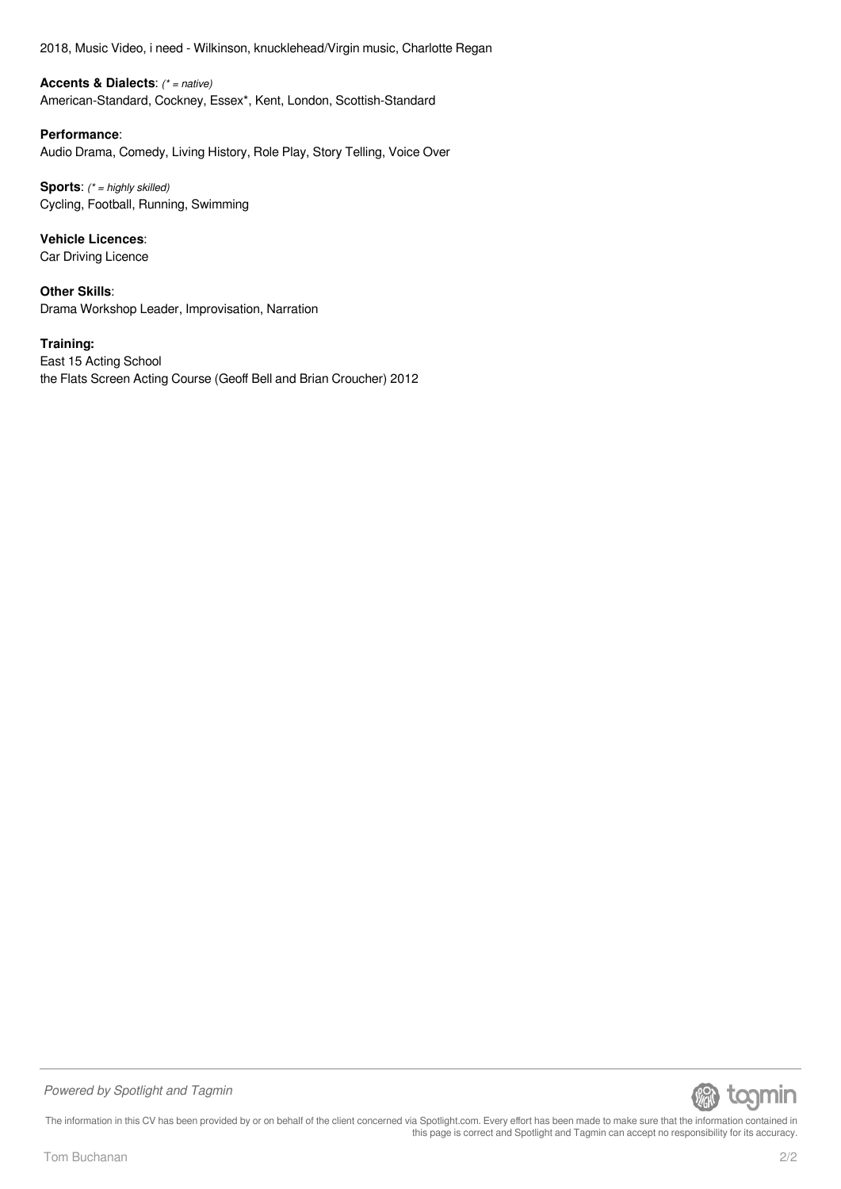2018, Music Video, i need - Wilkinson, knucklehead/Virgin music, Charlotte Regan

**Accents & Dialects**: *(* = native)*
American-Standard, Cockney, Essex*, Kent, London, Scottish-Standard

**Performance**:
Audio Drama, Comedy, Living History, Role Play, Story Telling, Voice Over

**Sports**: *(* = highly skilled)*
Cycling, Football, Running, Swimming

**Vehicle Licences**:
Car Driving Licence

**Other Skills**:
Drama Workshop Leader, Improvisation, Narration

**Training:**
East 15 Acting School
the Flats Screen Acting Course (Geoff Bell and Brian Croucher) 2012

*Powered by Spotlight and Tagmin*

The information in this CV has been provided by or on behalf of the client concerned via Spotlight.com. Every effort has been made to make sure that the information contained in this page is correct and Spotlight and Tagmin can accept no responsibility for its accuracy.